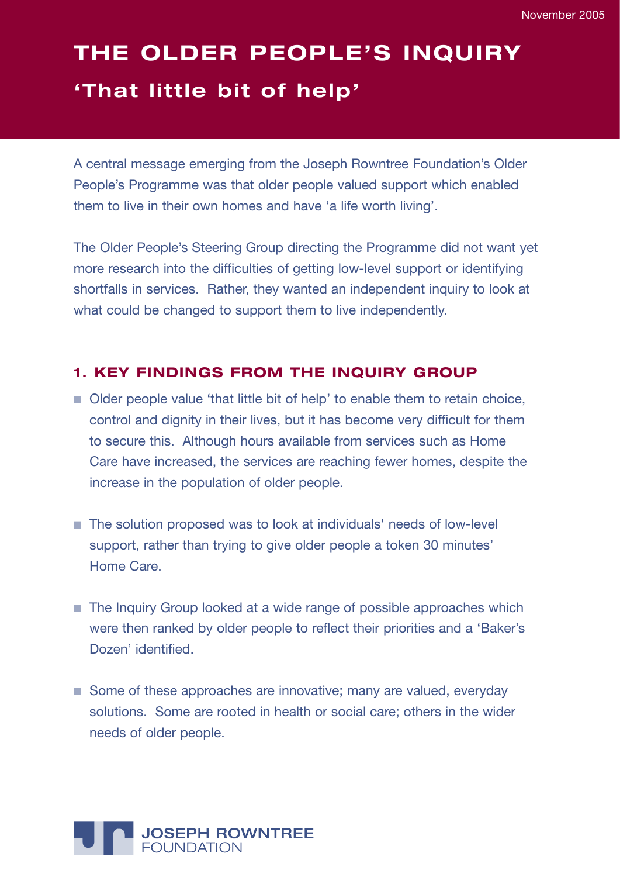November 2005

# THE OLDER PEOPLE'S INQUIRY

## 'That little bit of help'

A central message emerging from the Joseph Rowntree Foundation's Older People's Programme was that older people valued support which enabled them to live in their own homes and have 'a life worth living'.

The Older People's Steering Group directing the Programme did not want yet more research into the difficulties of getting low-level support or identifying shortfalls in services. Rather, they wanted an independent inquiry to look at what could be changed to support them to live independently.

## 1. KEY FINDINGS FROM THE INQUIRY GROUP

- Older people value 'that little bit of help' to enable them to retain choice, control and dignity in their lives, but it has become very difficult for them to secure this. Although hours available from services such as Home Care have increased, the services are reaching fewer homes, despite the increase in the population of older people.
- The solution proposed was to look at individuals' needs of low-level support, rather than trying to give older people a token 30 minutes' Home Care.
- The Inquiry Group looked at a wide range of possible approaches which were then ranked by older people to reflect their priorities and a 'Baker's Dozen' identified.
- Some of these approaches are innovative; many are valued, everyday solutions. Some are rooted in health or social care; others in the wider needs of older people.

JOSEPH ROWNTREE FOUNDATION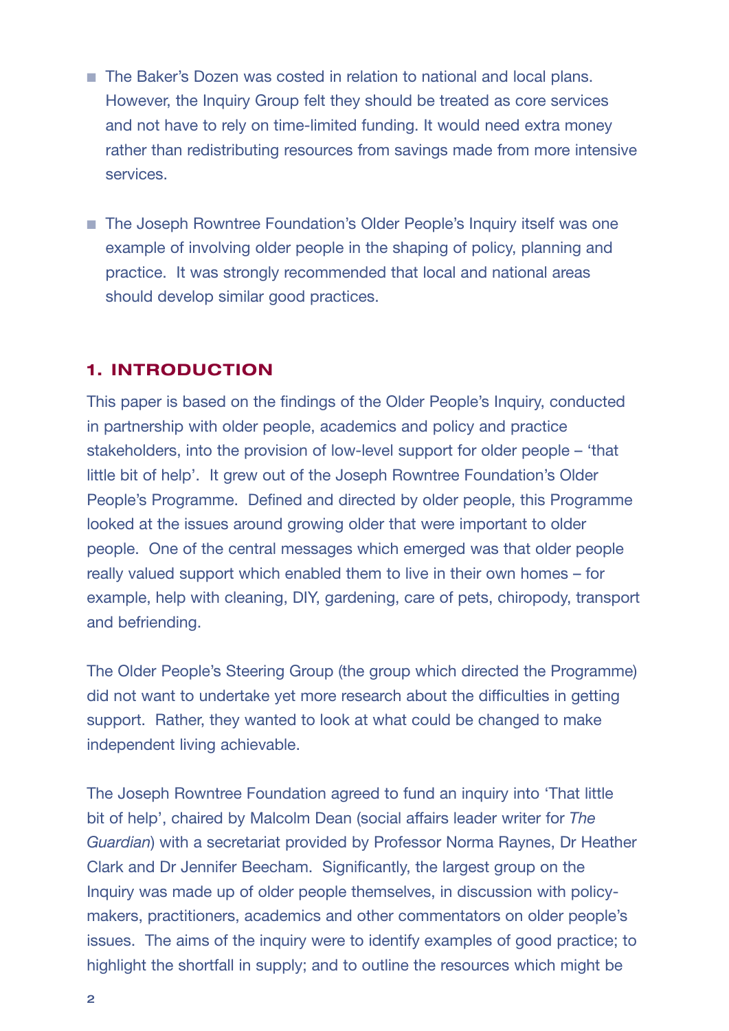- The Baker's Dozen was costed in relation to national and local plans. However, the Inquiry Group felt they should be treated as core services and not have to rely on time-limited funding. It would need extra money rather than redistributing resources from savings made from more intensive services.

- The Joseph Rowntree Foundation's Older People's Inquiry itself was one example of involving older people in the shaping of policy, planning and practice. It was strongly recommended that local and national areas should develop similar good practices.

## 1. INTRODUCTION

This paper is based on the findings of the Older People's Inquiry, conducted in partnership with older people, academics and policy and practice stakeholders, into the provision of low-level support for older people – 'that little bit of help'. It grew out of the Joseph Rowntree Foundation's Older People's Programme. Defined and directed by older people, this Programme looked at the issues around growing older that were important to older people. One of the central messages which emerged was that older people really valued support which enabled them to live in their own homes – for example, help with cleaning, DIY, gardening, care of pets, chiropody, transport and befriending.

The Older People's Steering Group (the group which directed the Programme) did not want to undertake yet more research about the difficulties in getting support. Rather, they wanted to look at what could be changed to make independent living achievable.

The Joseph Rowntree Foundation agreed to fund an inquiry into 'That little bit of help', chaired by Malcolm Dean (social affairs leader writer for *The Guardian*) with a secretariat provided by Professor Norma Raynes, Dr Heather Clark and Dr Jennifer Beecham. Significantly, the largest group on the Inquiry was made up of older people themselves, in discussion with policy-makers, practitioners, academics and other commentators on older people's issues. The aims of the inquiry were to identify examples of good practice; to highlight the shortfall in supply; and to outline the resources which might be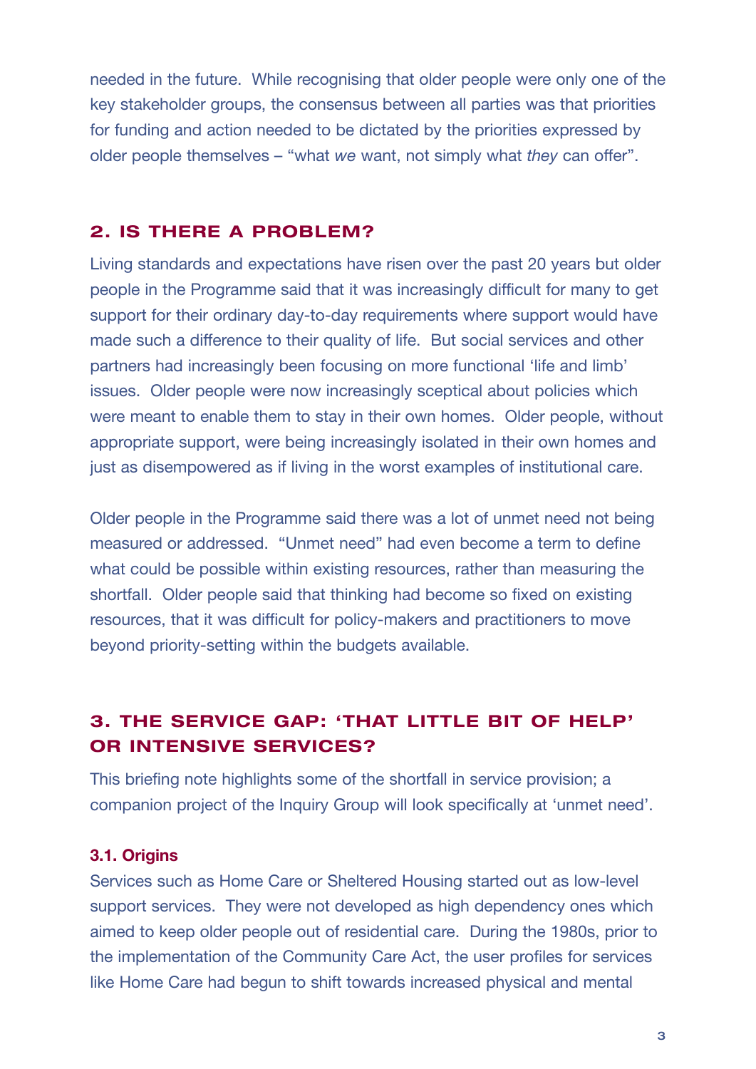needed in the future. While recognising that older people were only one of the key stakeholder groups, the consensus between all parties was that priorities for funding and action needed to be dictated by the priorities expressed by older people themselves – "what *we* want, not simply what *they* can offer".

## 2. IS THERE A PROBLEM?

Living standards and expectations have risen over the past 20 years but older people in the Programme said that it was increasingly difficult for many to get support for their ordinary day-to-day requirements where support would have made such a difference to their quality of life. But social services and other partners had increasingly been focusing on more functional 'life and limb' issues. Older people were now increasingly sceptical about policies which were meant to enable them to stay in their own homes. Older people, without appropriate support, were being increasingly isolated in their own homes and just as disempowered as if living in the worst examples of institutional care.

Older people in the Programme said there was a lot of unmet need not being measured or addressed. "Unmet need" had even become a term to define what could be possible within existing resources, rather than measuring the shortfall. Older people said that thinking had become so fixed on existing resources, that it was difficult for policy-makers and practitioners to move beyond priority-setting within the budgets available.

## 3. THE SERVICE GAP: 'THAT LITTLE BIT OF HELP' OR INTENSIVE SERVICES?

This briefing note highlights some of the shortfall in service provision; a companion project of the Inquiry Group will look specifically at 'unmet need'.

### 3.1. Origins

Services such as Home Care or Sheltered Housing started out as low-level support services. They were not developed as high dependency ones which aimed to keep older people out of residential care. During the 1980s, prior to the implementation of the Community Care Act, the user profiles for services like Home Care had begun to shift towards increased physical and mental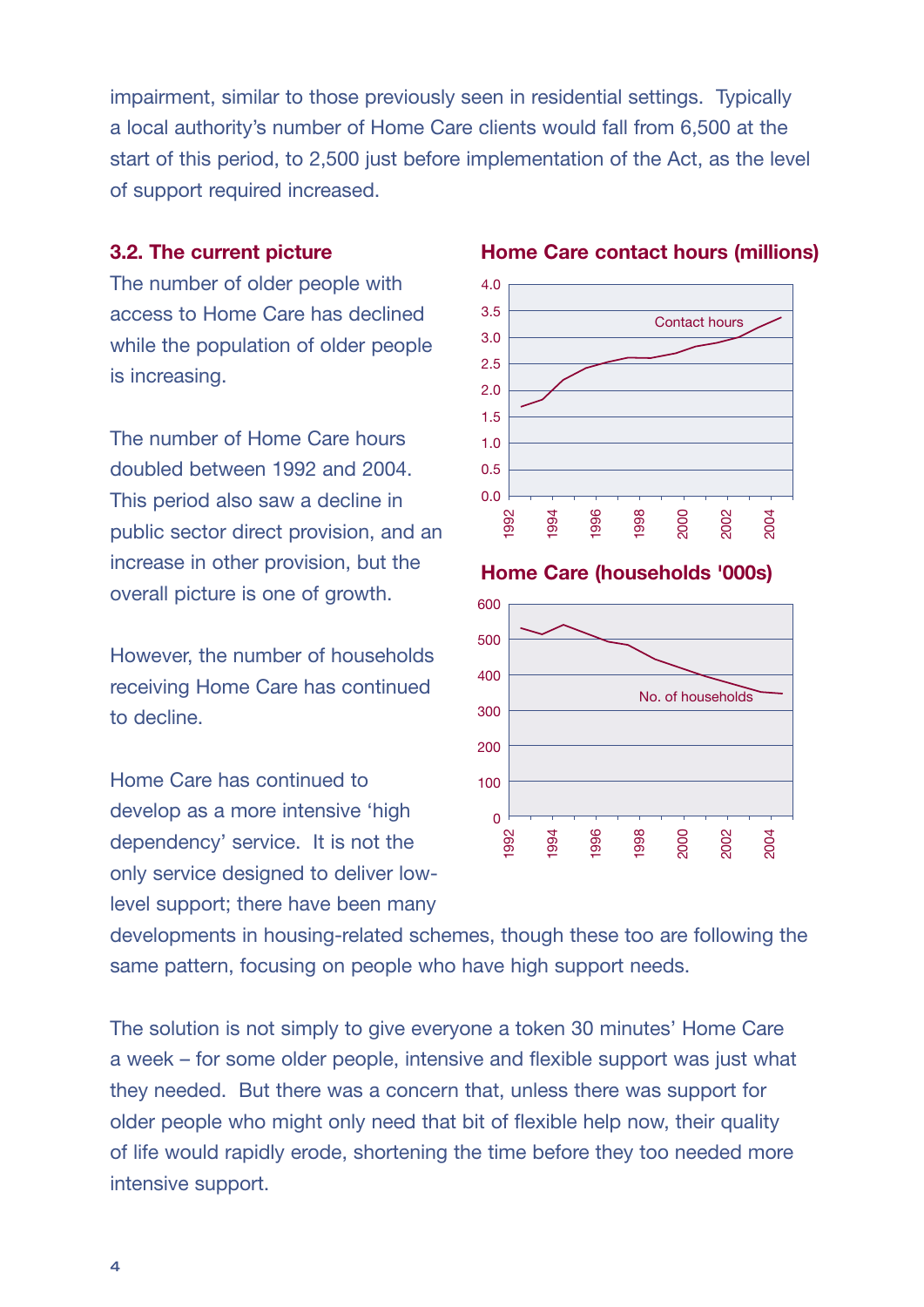impairment, similar to those previously seen in residential settings. Typically a local authority's number of Home Care clients would fall from 6,500 at the start of this period, to 2,500 just before implementation of the Act, as the level of support required increased.

### 3.2. The current picture

The number of older people with access to Home Care has declined while the population of older people is increasing.

The number of Home Care hours doubled between 1992 and 2004. This period also saw a decline in public sector direct provision, and an increase in other provision, but the overall picture is one of growth.

However, the number of households receiving Home Care has continued to decline.

Home Care has continued to develop as a more intensive 'high dependency' service. It is not the only service designed to deliver low-level support; there have been many developments in housing-related schemes, though these too are following the same pattern, focusing on people who have high support needs.

**Home Care contact hours (millions)**

**Home Care (households '000s)**

The solution is not simply to give everyone a token 30 minutes' Home Care a week – for some older people, intensive and flexible support was just what they needed. But there was a concern that, unless there was support for older people who might only need that bit of flexible help now, their quality of life would rapidly erode, shortening the time before they too needed more intensive support.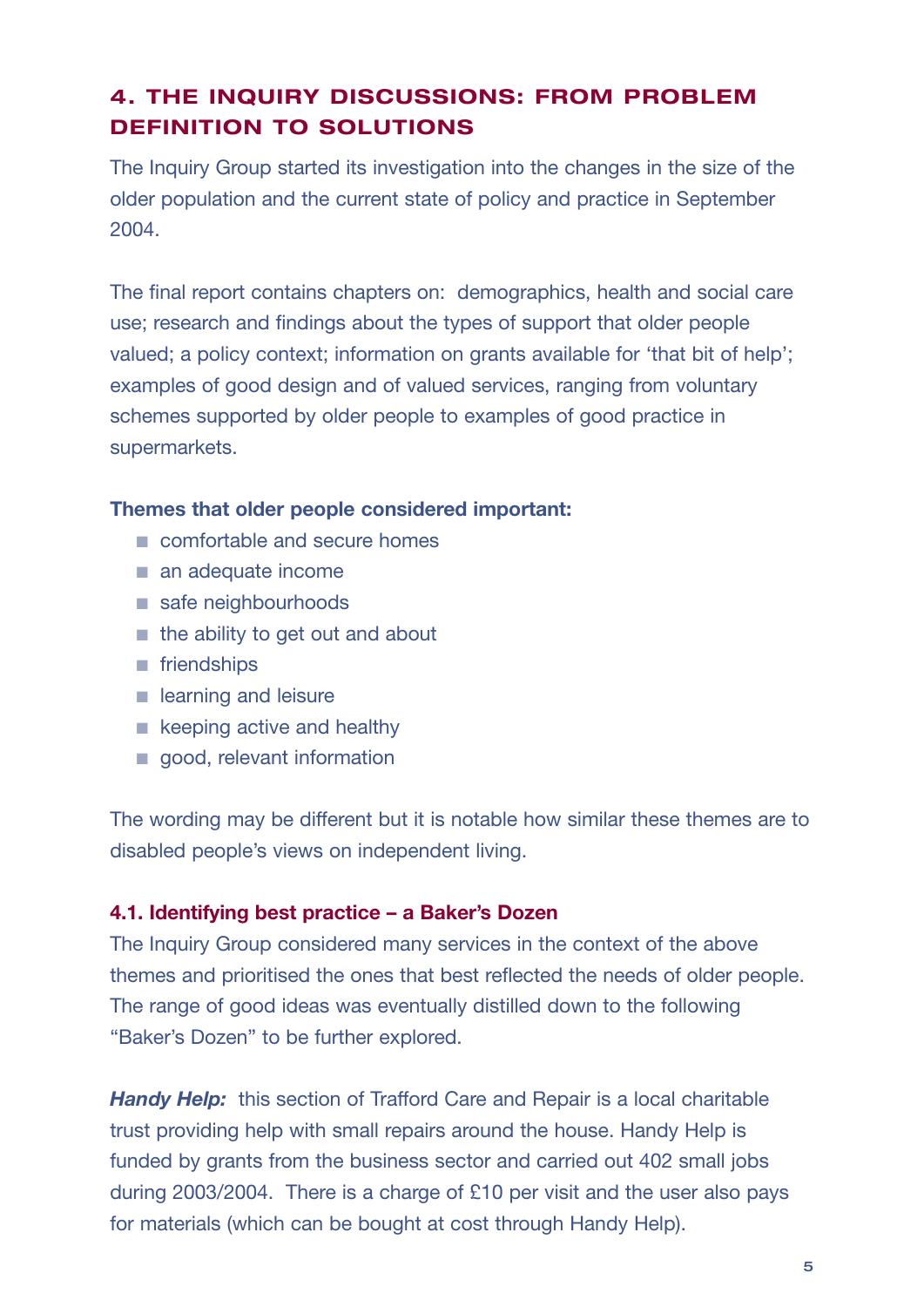## 4. THE INQUIRY DISCUSSIONS: FROM PROBLEM DEFINITION TO SOLUTIONS

The Inquiry Group started its investigation into the changes in the size of the older population and the current state of policy and practice in September 2004.

The final report contains chapters on: demographics, health and social care use; research and findings about the types of support that older people valued; a policy context; information on grants available for 'that bit of help'; examples of good design and of valued services, ranging from voluntary schemes supported by older people to examples of good practice in supermarkets.

**Themes that older people considered important:**

- comfortable and secure homes
- an adequate income
- safe neighbourhoods
- the ability to get out and about
- friendships
- learning and leisure
- keeping active and healthy
- good, relevant information

The wording may be different but it is notable how similar these themes are to disabled people's views on independent living.

### 4.1. Identifying best practice – a Baker's Dozen

The Inquiry Group considered many services in the context of the above themes and prioritised the ones that best reflected the needs of older people. The range of good ideas was eventually distilled down to the following "Baker's Dozen" to be further explored.

***Handy Help:*** this section of Trafford Care and Repair is a local charitable trust providing help with small repairs around the house. Handy Help is funded by grants from the business sector and carried out 402 small jobs during 2003/2004. There is a charge of £10 per visit and the user also pays for materials (which can be bought at cost through Handy Help).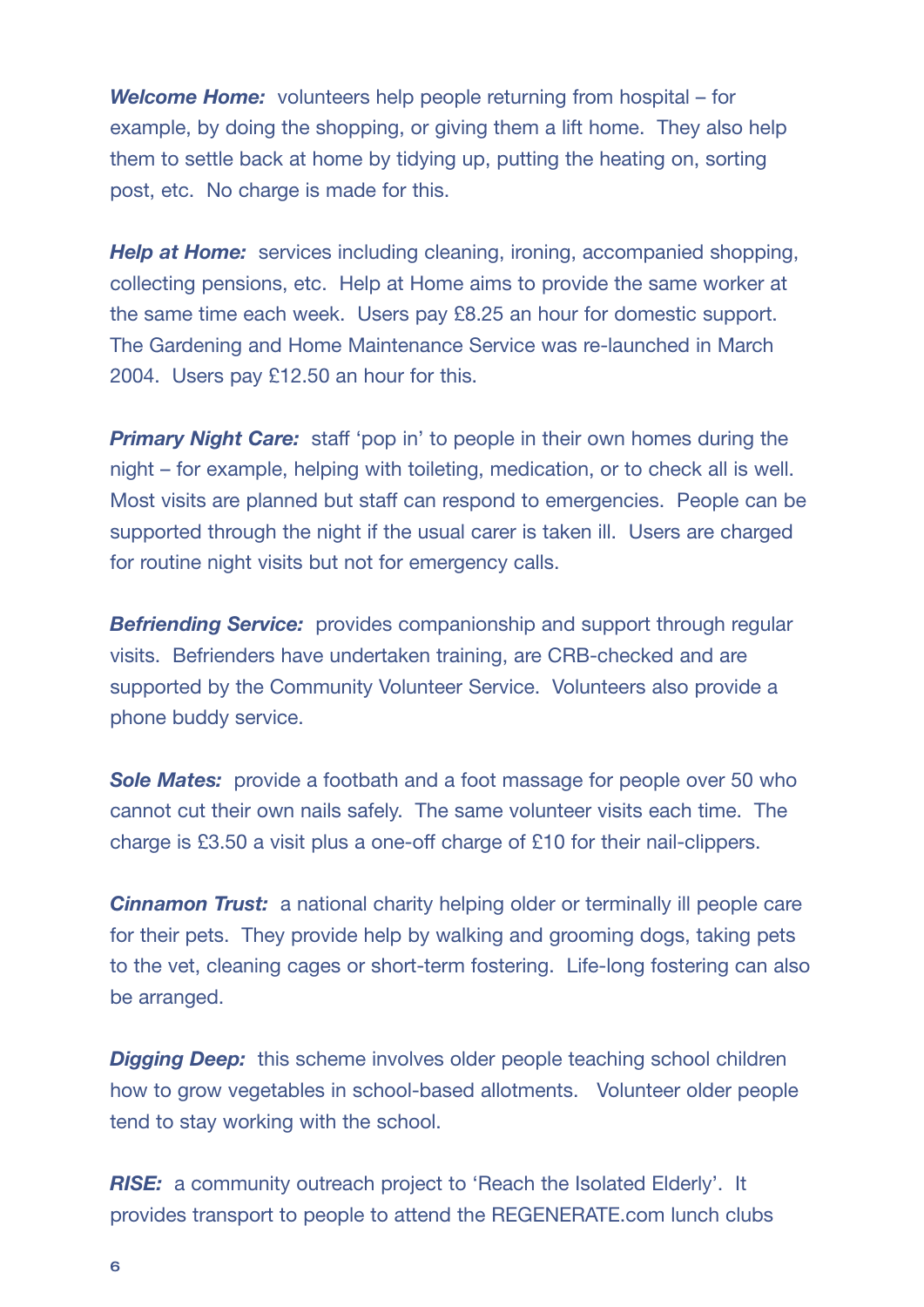***Welcome Home:*** volunteers help people returning from hospital – for example, by doing the shopping, or giving them a lift home. They also help them to settle back at home by tidying up, putting the heating on, sorting post, etc. No charge is made for this.

***Help at Home:*** services including cleaning, ironing, accompanied shopping, collecting pensions, etc. Help at Home aims to provide the same worker at the same time each week. Users pay £8.25 an hour for domestic support. The Gardening and Home Maintenance Service was re-launched in March 2004. Users pay £12.50 an hour for this.

***Primary Night Care:*** staff 'pop in' to people in their own homes during the night – for example, helping with toileting, medication, or to check all is well. Most visits are planned but staff can respond to emergencies. People can be supported through the night if the usual carer is taken ill. Users are charged for routine night visits but not for emergency calls.

***Befriending Service:*** provides companionship and support through regular visits. Befrienders have undertaken training, are CRB-checked and are supported by the Community Volunteer Service. Volunteers also provide a phone buddy service.

***Sole Mates:*** provide a footbath and a foot massage for people over 50 who cannot cut their own nails safely. The same volunteer visits each time. The charge is £3.50 a visit plus a one-off charge of £10 for their nail-clippers.

***Cinnamon Trust:*** a national charity helping older or terminally ill people care for their pets. They provide help by walking and grooming dogs, taking pets to the vet, cleaning cages or short-term fostering. Life-long fostering can also be arranged.

***Digging Deep:*** this scheme involves older people teaching school children how to grow vegetables in school-based allotments. Volunteer older people tend to stay working with the school.

***RISE:*** a community outreach project to 'Reach the Isolated Elderly'. It provides transport to people to attend the REGENERATE.com lunch clubs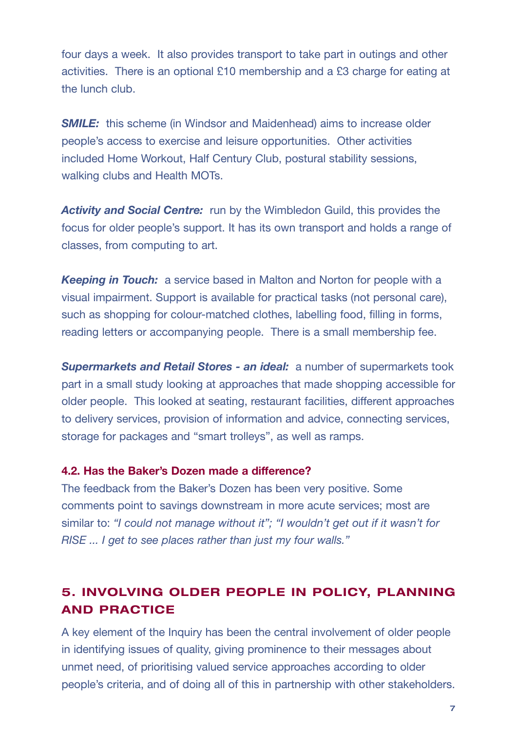four days a week. It also provides transport to take part in outings and other activities. There is an optional £10 membership and a £3 charge for eating at the lunch club.

***SMILE:*** this scheme (in Windsor and Maidenhead) aims to increase older people's access to exercise and leisure opportunities. Other activities included Home Workout, Half Century Club, postural stability sessions, walking clubs and Health MOTs.

***Activity and Social Centre:*** run by the Wimbledon Guild, this provides the focus for older people's support. It has its own transport and holds a range of classes, from computing to art.

***Keeping in Touch:*** a service based in Malton and Norton for people with a visual impairment. Support is available for practical tasks (not personal care), such as shopping for colour-matched clothes, labelling food, filling in forms, reading letters or accompanying people. There is a small membership fee.

***Supermarkets and Retail Stores - an ideal:*** a number of supermarkets took part in a small study looking at approaches that made shopping accessible for older people. This looked at seating, restaurant facilities, different approaches to delivery services, provision of information and advice, connecting services, storage for packages and "smart trolleys", as well as ramps.

### 4.2. Has the Baker's Dozen made a difference?

The feedback from the Baker's Dozen has been very positive. Some comments point to savings downstream in more acute services; most are similar to: *"I could not manage without it"; "I wouldn't get out if it wasn't for RISE ... I get to see places rather than just my four walls."*

## 5. INVOLVING OLDER PEOPLE IN POLICY, PLANNING AND PRACTICE

A key element of the Inquiry has been the central involvement of older people in identifying issues of quality, giving prominence to their messages about unmet need, of prioritising valued service approaches according to older people's criteria, and of doing all of this in partnership with other stakeholders.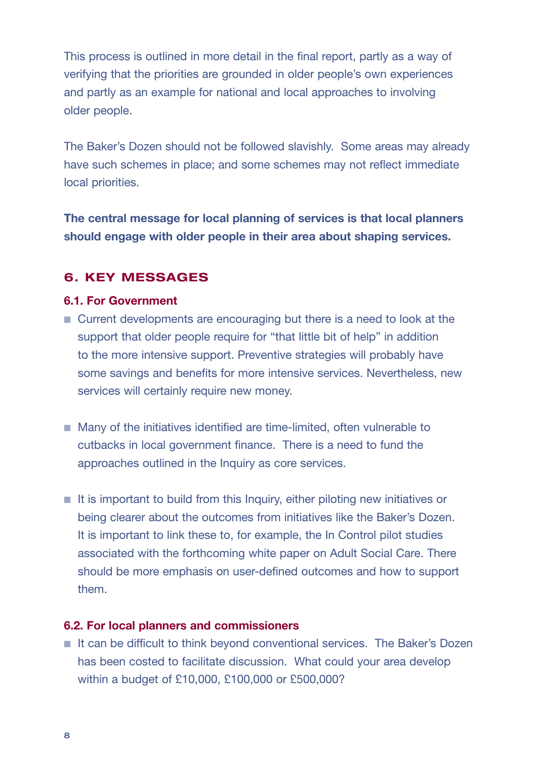This process is outlined in more detail in the final report, partly as a way of verifying that the priorities are grounded in older people's own experiences and partly as an example for national and local approaches to involving older people.

The Baker's Dozen should not be followed slavishly. Some areas may already have such schemes in place; and some schemes may not reflect immediate local priorities.

**The central message for local planning of services is that local planners should engage with older people in their area about shaping services.**

## 6. KEY MESSAGES

### 6.1. For Government

- Current developments are encouraging but there is a need to look at the support that older people require for "that little bit of help" in addition to the more intensive support. Preventive strategies will probably have some savings and benefits for more intensive services. Nevertheless, new services will certainly require new money.

- Many of the initiatives identified are time-limited, often vulnerable to cutbacks in local government finance. There is a need to fund the approaches outlined in the Inquiry as core services.

- It is important to build from this Inquiry, either piloting new initiatives or being clearer about the outcomes from initiatives like the Baker's Dozen. It is important to link these to, for example, the In Control pilot studies associated with the forthcoming white paper on Adult Social Care. There should be more emphasis on user-defined outcomes and how to support them.

### 6.2. For local planners and commissioners

- It can be difficult to think beyond conventional services. The Baker's Dozen has been costed to facilitate discussion. What could your area develop within a budget of £10,000, £100,000 or £500,000?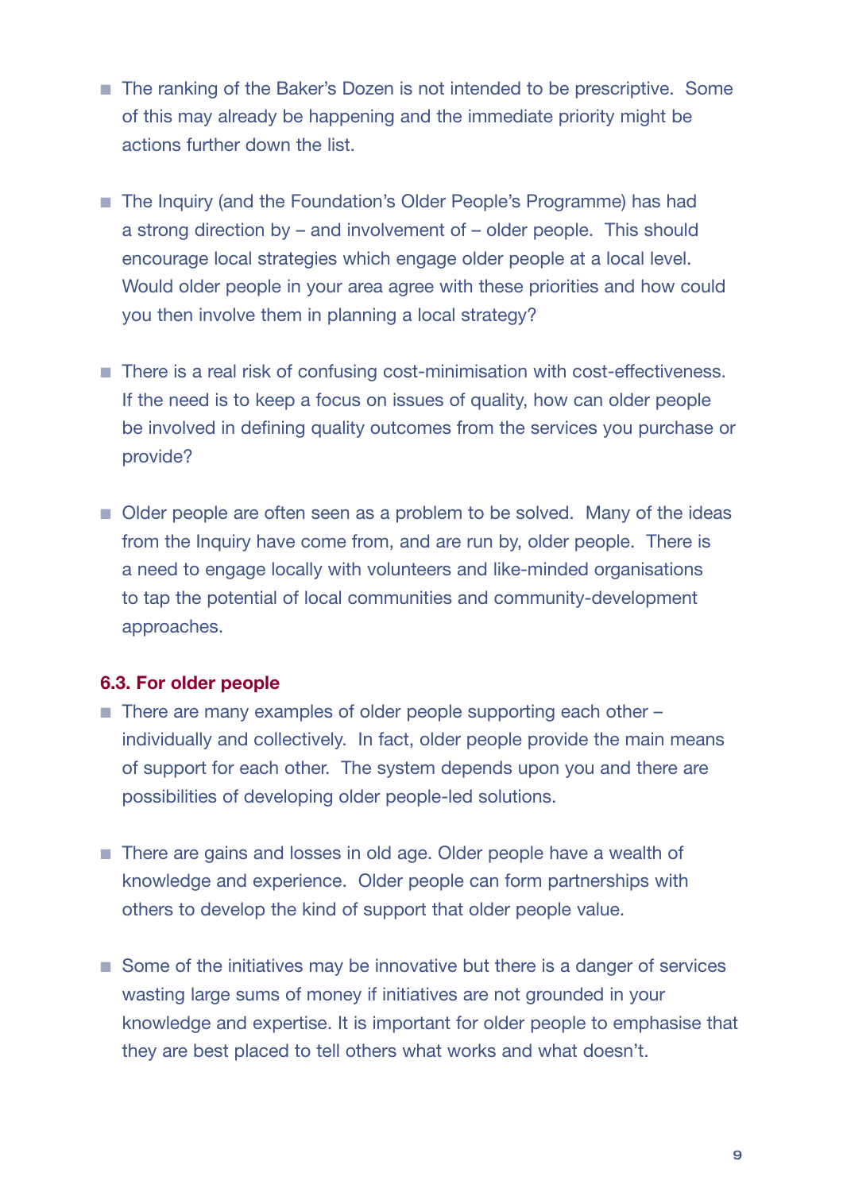- The ranking of the Baker's Dozen is not intended to be prescriptive. Some of this may already be happening and the immediate priority might be actions further down the list.

- The Inquiry (and the Foundation's Older People's Programme) has had a strong direction by – and involvement of – older people. This should encourage local strategies which engage older people at a local level. Would older people in your area agree with these priorities and how could you then involve them in planning a local strategy?

- There is a real risk of confusing cost-minimisation with cost-effectiveness. If the need is to keep a focus on issues of quality, how can older people be involved in defining quality outcomes from the services you purchase or provide?

- Older people are often seen as a problem to be solved. Many of the ideas from the Inquiry have come from, and are run by, older people. There is a need to engage locally with volunteers and like-minded organisations to tap the potential of local communities and community-development approaches.

### 6.3. For older people

- There are many examples of older people supporting each other – individually and collectively. In fact, older people provide the main means of support for each other. The system depends upon you and there are possibilities of developing older people-led solutions.

- There are gains and losses in old age. Older people have a wealth of knowledge and experience. Older people can form partnerships with others to develop the kind of support that older people value.

- Some of the initiatives may be innovative but there is a danger of services wasting large sums of money if initiatives are not grounded in your knowledge and expertise. It is important for older people to emphasise that they are best placed to tell others what works and what doesn't.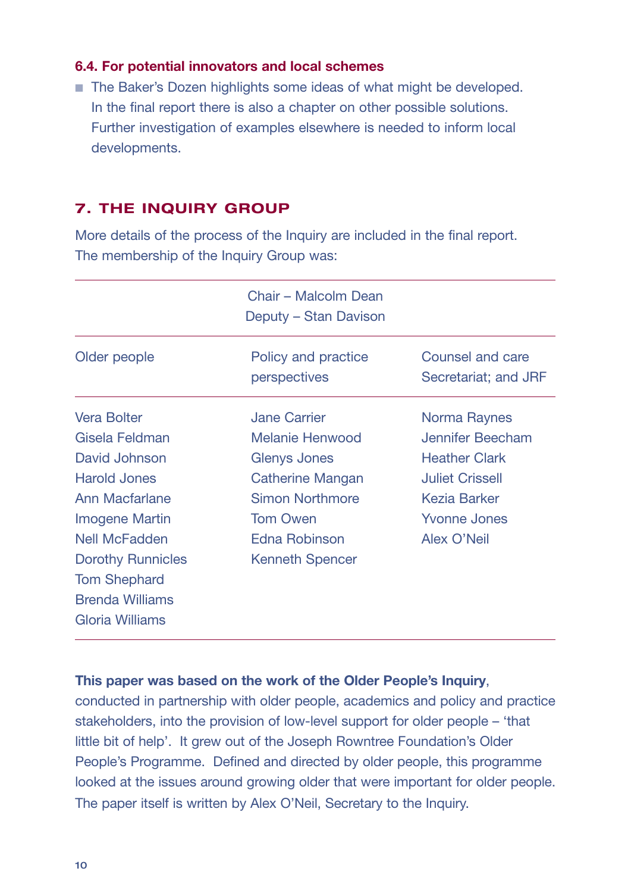### 6.4. For potential innovators and local schemes

- The Baker's Dozen highlights some ideas of what might be developed. In the final report there is also a chapter on other possible solutions. Further investigation of examples elsewhere is needed to inform local developments.

## 7. THE INQUIRY GROUP

More details of the process of the Inquiry are included in the final report. The membership of the Inquiry Group was:

Chair – Malcolm Dean
Deputy – Stan Davison

| Older people | Policy and practice perspectives | Counsel and care Secretariat; and JRF |
|---|---|---|
| Vera Bolter | Jane Carrier | Norma Raynes |
| Gisela Feldman | Melanie Henwood | Jennifer Beecham |
| David Johnson | Glenys Jones | Heather Clark |
| Harold Jones | Catherine Mangan | Juliet Crissell |
| Ann Macfarlane | Simon Northmore | Kezia Barker |
| Imogene Martin | Tom Owen | Yvonne Jones |
| Nell McFadden | Edna Robinson | Alex O'Neil |
| Dorothy Runnicles | Kenneth Spencer | |
| Tom Shephard | | |
| Brenda Williams | | |
| Gloria Williams | | |

**This paper was based on the work of the Older People's Inquiry**, conducted in partnership with older people, academics and policy and practice stakeholders, into the provision of low-level support for older people – 'that little bit of help'. It grew out of the Joseph Rowntree Foundation's Older People's Programme. Defined and directed by older people, this programme looked at the issues around growing older that were important for older people. The paper itself is written by Alex O'Neil, Secretary to the Inquiry.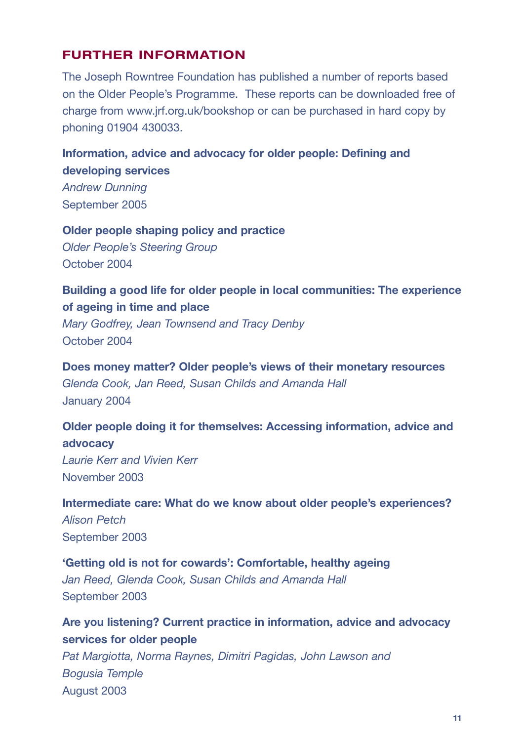## FURTHER INFORMATION

The Joseph Rowntree Foundation has published a number of reports based on the Older People's Programme. These reports can be downloaded free of charge from www.jrf.org.uk/bookshop or can be purchased in hard copy by phoning 01904 430033.

**Information, advice and advocacy for older people: Defining and developing services**
*Andrew Dunning*
September 2005

**Older people shaping policy and practice**
*Older People's Steering Group*
October 2004

**Building a good life for older people in local communities: The experience of ageing in time and place**
*Mary Godfrey, Jean Townsend and Tracy Denby*
October 2004

**Does money matter? Older people's views of their monetary resources**
*Glenda Cook, Jan Reed, Susan Childs and Amanda Hall*
January 2004

**Older people doing it for themselves: Accessing information, advice and advocacy**
*Laurie Kerr and Vivien Kerr*
November 2003

**Intermediate care: What do we know about older people's experiences?**
*Alison Petch*
September 2003

**'Getting old is not for cowards': Comfortable, healthy ageing**
*Jan Reed, Glenda Cook, Susan Childs and Amanda Hall*
September 2003

**Are you listening? Current practice in information, advice and advocacy services for older people**
*Pat Margiotta, Norma Raynes, Dimitri Pagidas, John Lawson and Bogusia Temple*
August 2003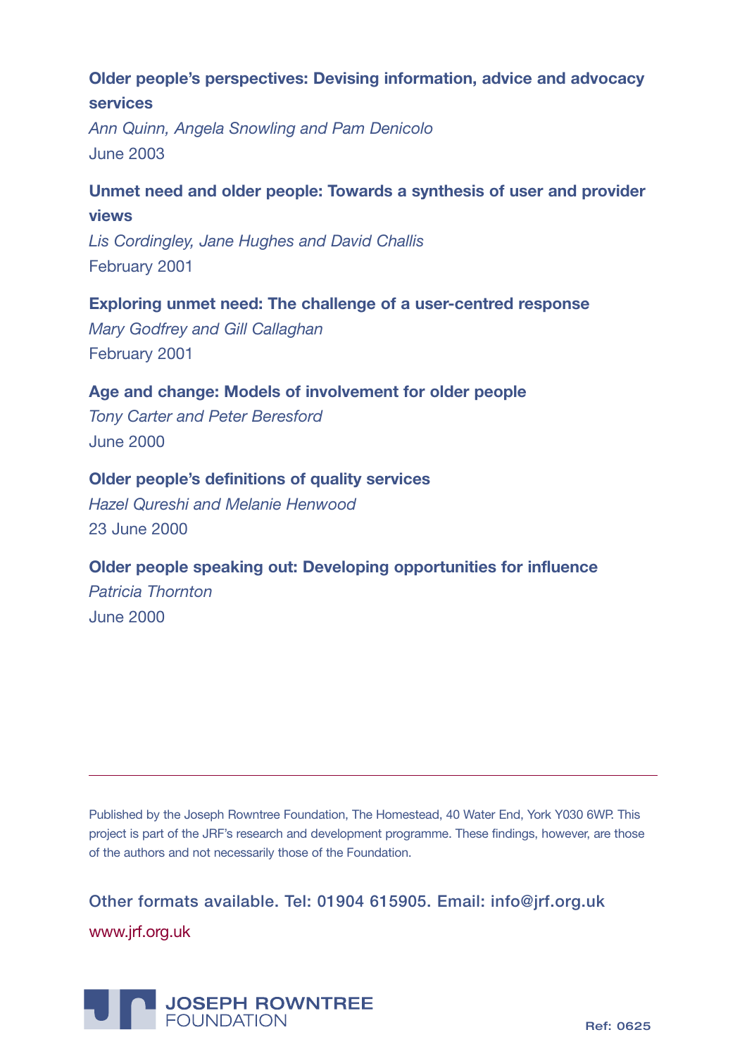**Older people's perspectives: Devising information, advice and advocacy services**
*Ann Quinn, Angela Snowling and Pam Denicolo*
June 2003

**Unmet need and older people: Towards a synthesis of user and provider views**
*Lis Cordingley, Jane Hughes and David Challis*
February 2001

**Exploring unmet need: The challenge of a user-centred response**
*Mary Godfrey and Gill Callaghan*
February 2001

**Age and change: Models of involvement for older people**
*Tony Carter and Peter Beresford*
June 2000

**Older people's definitions of quality services**
*Hazel Qureshi and Melanie Henwood*
23 June 2000

**Older people speaking out: Developing opportunities for influence**
*Patricia Thornton*
June 2000

---

Published by the Joseph Rowntree Foundation, The Homestead, 40 Water End, York Y030 6WP. This project is part of the JRF's research and development programme. These findings, however, are those of the authors and not necessarily those of the Foundation.

Other formats available. Tel: 01904 615905. Email: info@jrf.org.uk

www.jrf.org.uk

JOSEPH ROWNTREE FOUNDATION

Ref: 0625